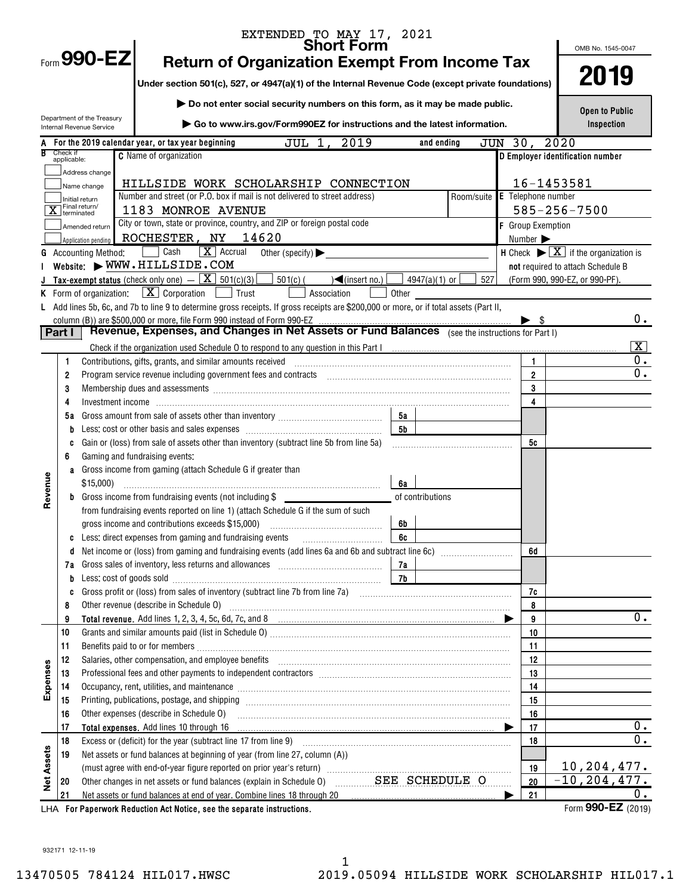EXTENDED TO MAY 17, 2021

# Form 990-EZ

## Short Form
## Return of Organization Exempt From Income Tax

Under section 501(c), 527, or 4947(a)(1) of the Internal Revenue Code (except private foundations)

▶ Do not enter social security numbers on this form, as it may be made public.

▶ Go to www.irs.gov/Form990EZ for instructions and the latest information.

Department of the Treasury
Internal Revenue Service

OMB No. 1545-0047

**2019**

**Open to Public Inspection**

**A** For the 2019 calendar year, or tax year beginning JUL 1, 2019 and ending JUN 30, 2020

**B** Check if applicable:
- [ ] Address change
- [ ] Name change
- [ ] Initial return
- [X] Final return/terminated
- [ ] Amended return
- [ ] Application pending

**C** Name of organization: HILLSIDE WORK SCHOLARSHIP CONNECTION

Number and street (or P.O. box if mail is not delivered to street address): 1183 MONROE AVENUE | Room/suite:

City or town, state or province, country, and ZIP or foreign postal code: ROCHESTER, NY 14620

**D** Employer identification number: 16-1453581

**E** Telephone number: 585-256-7500

**F** Group Exemption Number ▶

**G** Accounting Method: [ ] Cash [X] Accrual Other (specify) ▶

**H** Check ▶ [X] if the organization is **not** required to attach Schedule B (Form 990, 990-EZ, or 990-PF).

**I** Website: ▶ WWW.HILLSIDE.COM

**J** Tax-exempt status (check only one) — [X] 501(c)(3) [ ] 501(c) ( ) ◀(insert no.) [ ] 4947(a)(1) or [ ] 527

**K** Form of organization: [X] Corporation [ ] Trust [ ] Association [ ] Other

**L** Add lines 5b, 6c, and 7b to line 9 to determine gross receipts. If gross receipts are $200,000 or more, or if total assets (Part II, column (B)) are $500,000 or more, file Form 990 instead of Form 990-EZ ▶ $ 0.

## Part I — Revenue, Expenses, and Changes in Net Assets or Fund Balances (see the instructions for Part I)

Check if the organization used Schedule O to respond to any question in this Part I [X]

| Section | Line | Description | Sub-line | Sub-amount | Line no. | Amount |
|---|---|---|---|---|---|---|
| Revenue | 1 | Contributions, gifts, grants, and similar amounts received | | | 1 | 0. |
| | 2 | Program service revenue including government fees and contracts | | | 2 | 0. |
| | 3 | Membership dues and assessments | | | 3 | |
| | 4 | Investment income | | | 4 | |
| | 5a | Gross amount from sale of assets other than inventory | 5a | | | |
| | b | Less: cost or other basis and sales expenses | 5b | | | |
| | c | Gain or (loss) from sale of assets other than inventory (subtract line 5b from line 5a) | | | 5c | |
| | 6 | Gaming and fundraising events: | | | | |
| | a | Gross income from gaming (attach Schedule G if greater than $15,000) | 6a | | | |
| | b | Gross income from fundraising events (not including $ of contributions from fundraising events reported on line 1) (attach Schedule G if the sum of such gross income and contributions exceeds $15,000) | 6b | | | |
| | c | Less: direct expenses from gaming and fundraising events | 6c | | | |
| | d | Net income or (loss) from gaming and fundraising events (add lines 6a and 6b and subtract line 6c) | | | 6d | |
| | 7a | Gross sales of inventory, less returns and allowances | 7a | | | |
| | b | Less: cost of goods sold | 7b | | | |
| | c | Gross profit or (loss) from sales of inventory (subtract line 7b from line 7a) | | | 7c | |
| | 8 | Other revenue (describe in Schedule O) | | | 8 | |
| | 9 | **Total revenue.** Add lines 1, 2, 3, 4, 5c, 6d, 7c, and 8 ▶ | | | 9 | 0. |
| Expenses | 10 | Grants and similar amounts paid (list in Schedule O) | | | 10 | |
| | 11 | Benefits paid to or for members | | | 11 | |
| | 12 | Salaries, other compensation, and employee benefits | | | 12 | |
| | 13 | Professional fees and other payments to independent contractors | | | 13 | |
| | 14 | Occupancy, rent, utilities, and maintenance | | | 14 | |
| | 15 | Printing, publications, postage, and shipping | | | 15 | |
| | 16 | Other expenses (describe in Schedule O) | | | 16 | |
| | 17 | **Total expenses.** Add lines 10 through 16 ▶ | | | 17 | 0. |
| Net Assets | 18 | Excess or (deficit) for the year (subtract line 17 from line 9) | | | 18 | 0. |
| | 19 | Net assets or fund balances at beginning of year (from line 27, column (A)) (must agree with end-of-year figure reported on prior year's return) | | | 19 | 10,204,477. |
| | 20 | Other changes in net assets or fund balances (explain in Schedule O) SEE SCHEDULE O | | | 20 | -10,204,477. |
| | 21 | Net assets or fund balances at end of year. Combine lines 18 through 20 ▶ | | | 21 | 0. |

LHA For Paperwork Reduction Act Notice, see the separate instructions.

Form **990-EZ** (2019)

932171 12-11-19

13470505 784124 HIL017.HWSC 2019.05094 HILLSIDE WORK SCHOLARSHIP HIL017.1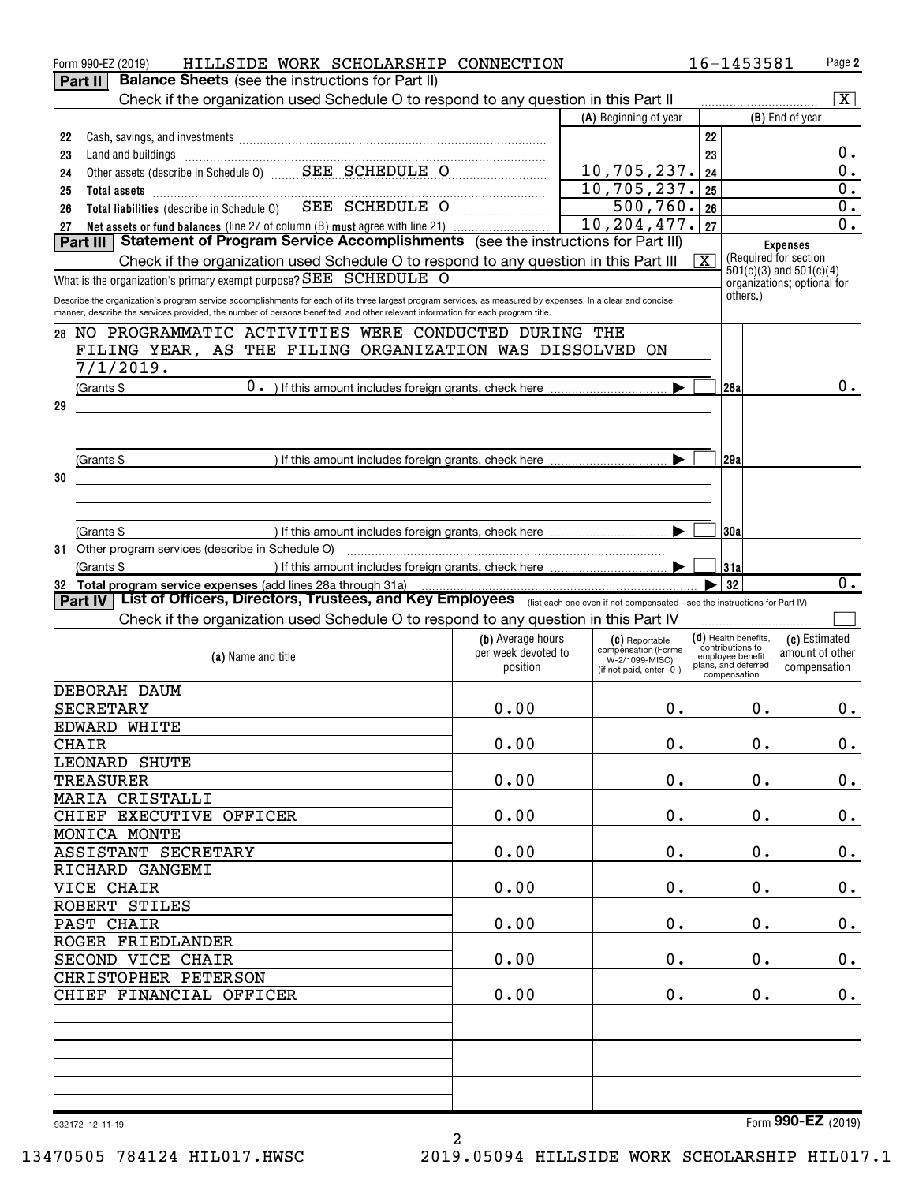Form 990-EZ (2019) HILLSIDE WORK SCHOLARSHIP CONNECTION 16-1453581 Page 2

**Part II** **Balance Sheets** (see the instructions for Part II)

Check if the organization used Schedule O to respond to any question in this Part II [X]

| | | (A) Beginning of year | | (B) End of year |
|---|---|---|---|---|
| 22 | Cash, savings, and investments | | 22 | |
| 23 | Land and buildings | | 23 | 0. |
| 24 | Other assets (describe in Schedule O) SEE SCHEDULE O | 10,705,237. | 24 | 0. |
| 25 | **Total assets** | 10,705,237. | 25 | 0. |
| 26 | **Total liabilities** (describe in Schedule O) SEE SCHEDULE O | 500,760. | 26 | 0. |
| 27 | **Net assets or fund balances** (line 27 of column (B) **must** agree with line 21) | 10,204,477. | 27 | 0. |

**Part III** **Statement of Program Service Accomplishments** (see the instructions for Part III)

Check if the organization used Schedule O to respond to any question in this Part III [X]

What is the organization's primary exempt purpose? SEE SCHEDULE O

Describe the organization's program service accomplishments for each of its three largest program services, as measured by expenses. In a clear and concise manner, describe the services provided, the number of persons benefited, and other relevant information for each program title.

**Expenses** (Required for section 501(c)(3) and 501(c)(4) organizations; optional for others.)

28 NO PROGRAMMATIC ACTIVITIES WERE CONDUCTED DURING THE FILING YEAR, AS THE FILING ORGANIZATION WAS DISSOLVED ON 7/1/2019.

(Grants $ 0. ) If this amount includes foreign grants, check here [ ] 28a 0.

29

(Grants $ ) If this amount includes foreign grants, check here [ ] 29a

30

(Grants $ ) If this amount includes foreign grants, check here [ ] 30a

31 Other program services (describe in Schedule O)

(Grants $ ) If this amount includes foreign grants, check here [ ] 31a

32 **Total program service expenses** (add lines 28a through 31a) 32 0.

**Part IV** **List of Officers, Directors, Trustees, and Key Employees** (list each one even if not compensated - see the instructions for Part IV)

Check if the organization used Schedule O to respond to any question in this Part IV [ ]

| (a) Name and title | (b) Average hours per week devoted to position | (c) Reportable compensation (Forms W-2/1099-MISC) (if not paid, enter -0-) | (d) Health benefits, contributions to employee benefit plans, and deferred compensation | (e) Estimated amount of other compensation |
|---|---|---|---|---|
| DEBORAH DAUM<br>SECRETARY | 0.00 | 0. | 0. | 0. |
| EDWARD WHITE<br>CHAIR | 0.00 | 0. | 0. | 0. |
| LEONARD SHUTE<br>TREASURER | 0.00 | 0. | 0. | 0. |
| MARIA CRISTALLI<br>CHIEF EXECUTIVE OFFICER | 0.00 | 0. | 0. | 0. |
| MONICA MONTE<br>ASSISTANT SECRETARY | 0.00 | 0. | 0. | 0. |
| RICHARD GANGEMI<br>VICE CHAIR | 0.00 | 0. | 0. | 0. |
| ROBERT STILES<br>PAST CHAIR | 0.00 | 0. | 0. | 0. |
| ROGER FRIEDLANDER<br>SECOND VICE CHAIR | 0.00 | 0. | 0. | 0. |
| CHRISTOPHER PETERSON<br>CHIEF FINANCIAL OFFICER | 0.00 | 0. | 0. | 0. |

932172 12-11-19 Form **990-EZ** (2019)

13470505 784124 HIL017.HWSC 2019.05094 HILLSIDE WORK SCHOLARSHIP HIL017.1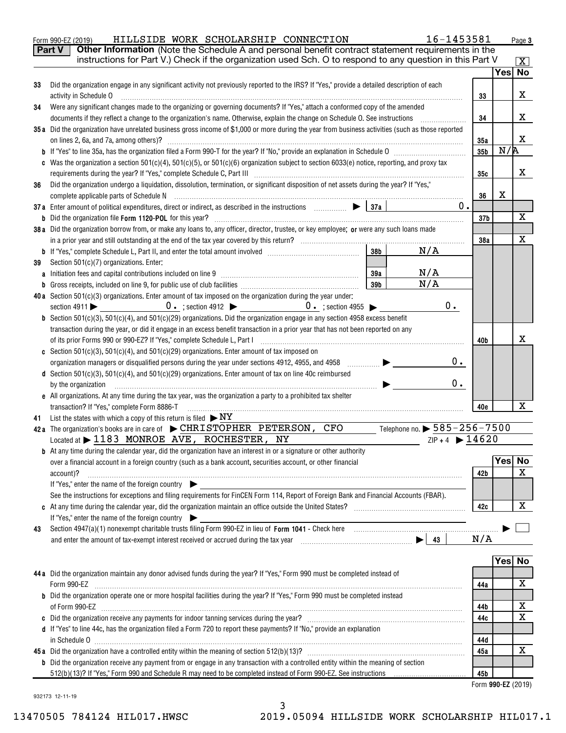Form 990-EZ (2019) HILLSIDE WORK SCHOLARSHIP CONNECTION 16-1453581

**Part V** **Other Information** (Note the Schedule A and personal benefit contract statement requirements in the instructions for Part V.) Check if the organization used Sch. O to respond to any question in this Part V [X]

| | | | Yes | No |
|---|---|---|---|---|
| 33 | Did the organization engage in any significant activity not previously reported to the IRS? If "Yes," provide a detailed description of each activity in Schedule O | 33 | | X |
| 34 | Were any significant changes made to the organizing or governing documents? If "Yes," attach a conformed copy of the amended documents if they reflect a change to the organization's name. Otherwise, explain the change on Schedule O. See instructions | 34 | | X |
| 35a | Did the organization have unrelated business gross income of $1,000 or more during the year from business activities (such as those reported on lines 2, 6a, and 7a, among others)? | 35a | | X |
| b | If "Yes" to line 35a, has the organization filed a Form 990-T for the year? If "No," provide an explanation in Schedule O | 35b | N/A | |
| c | Was the organization a section 501(c)(4), 501(c)(5), or 501(c)(6) organization subject to section 6033(e) notice, reporting, and proxy tax requirements during the year? If "Yes," complete Schedule C, Part III | 35c | | X |
| 36 | Did the organization undergo a liquidation, dissolution, termination, or significant disposition of net assets during the year? If "Yes," complete applicable parts of Schedule N | 36 | X | |
| 37a | Enter amount of political expenditures, direct or indirect, as described in the instructions ▶ 37a 0. | | | |
| b | Did the organization file **Form 1120-POL** for this year? | 37b | | X |
| 38a | Did the organization borrow from, or make any loans to, any officer, director, trustee, or key employee; **or** were any such loans made in a prior year and still outstanding at the end of the tax year covered by this return? | 38a | | X |
| b | If "Yes," complete Schedule L, Part II, and enter the total amount involved 38b N/A | | | |
| 39 | Section 501(c)(7) organizations. Enter: | | | |
| a | Initiation fees and capital contributions included on line 9 39a N/A | | | |
| b | Gross receipts, included on line 9, for public use of club facilities 39b N/A | | | |
| 40a | Section 501(c)(3) organizations. Enter amount of tax imposed on the organization during the year under: section 4911 ▶ 0. ; section 4912 ▶ 0. ; section 4955 ▶ 0. | | | |
| b | Section 501(c)(3), 501(c)(4), and 501(c)(29) organizations. Did the organization engage in any section 4958 excess benefit transaction during the year, or did it engage in an excess benefit transaction in a prior year that has not been reported on any of its prior Forms 990 or 990-EZ? If "Yes," complete Schedule L, Part I | 40b | | X |
| c | Section 501(c)(3), 501(c)(4), and 501(c)(29) organizations. Enter amount of tax imposed on organization managers or disqualified persons during the year under sections 4912, 4955, and 4958 ▶ 0. | | | |
| d | Section 501(c)(3), 501(c)(4), and 501(c)(29) organizations. Enter amount of tax on line 40c reimbursed by the organization ▶ 0. | | | |
| e | All organizations. At any time during the tax year, was the organization a party to a prohibited tax shelter transaction? If "Yes," complete Form 8886-T | 40e | | X |

41 List the states with which a copy of this return is filed ▶ NY

42a The organization's books are in care of ▶ CHRISTOPHER PETERSON, CFO Telephone no. ▶ 585-256-7500
Located at ▶ 1183 MONROE AVE, ROCHESTER, NY ZIP + 4 ▶ 14620

| | | | Yes | No |
|---|---|---|---|---|
| b | At any time during the calendar year, did the organization have an interest in or a signature or other authority over a financial account in a foreign country (such as a bank account, securities account, or other financial account)? If "Yes," enter the name of the foreign country ▶ See the instructions for exceptions and filing requirements for FinCEN Form 114, Report of Foreign Bank and Financial Accounts (FBAR). | 42b | | X |
| c | At any time during the calendar year, did the organization maintain an office outside the United States? If "Yes," enter the name of the foreign country ▶ | 42c | | X |

43 Section 4947(a)(1) nonexempt charitable trusts filing Form 990-EZ in lieu of **Form 1041** - Check here ▶ [ ]
and enter the amount of tax-exempt interest received or accrued during the tax year ▶ 43 N/A

| | | | Yes | No |
|---|---|---|---|---|
| 44a | Did the organization maintain any donor advised funds during the year? If "Yes," Form 990 must be completed instead of Form 990-EZ | 44a | | X |
| b | Did the organization operate one or more hospital facilities during the year? If "Yes," Form 990 must be completed instead of Form 990-EZ | 44b | | X |
| c | Did the organization receive any payments for indoor tanning services during the year? | 44c | | X |
| d | If "Yes" to line 44c, has the organization filed a Form 720 to report these payments? If "No," provide an explanation in Schedule O | 44d | | |
| 45a | Did the organization have a controlled entity within the meaning of section 512(b)(13)? | 45a | | X |
| b | Did the organization receive any payment from or engage in any transaction with a controlled entity within the meaning of section 512(b)(13)? If "Yes," Form 990 and Schedule R may need to be completed instead of Form 990-EZ. See instructions | 45b | | |

Form **990-EZ** (2019)

932173 12-11-19

13470505 784124 HIL017.HWSC 2019.05094 HILLSIDE WORK SCHOLARSHIP HIL017.1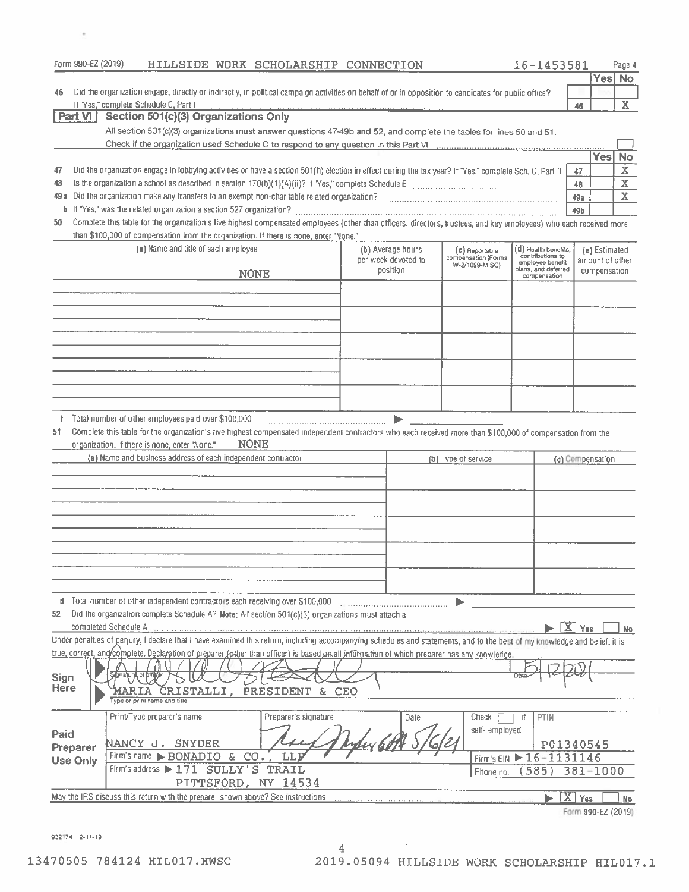Form 990-EZ (2019) HILLSIDE WORK SCHOLARSHIP CONNECTION 16-1453581 Page 4

| | | | Yes | No |
|---|---|---|---|---|
| 46 | Did the organization engage, directly or indirectly, in political campaign activities on behalf of or in opposition to candidates for public office? If "Yes," complete Schedule C, Part I | 46 | | X |

## Part VI Section 501(c)(3) Organizations Only

All section 501(c)(3) organizations must answer questions 47-49b and 52, and complete the tables for lines 50 and 51.

Check if the organization used Schedule O to respond to any question in this Part VI ☐

| | | | Yes | No |
|---|---|---|---|---|
| 47 | Did the organization engage in lobbying activities or have a section 501(h) election in effect during the tax year? If "Yes," complete Sch. C, Part II | 47 | | X |
| 48 | Is the organization a school as described in section 170(b)(1)(A)(ii)? If "Yes," complete Schedule E | 48 | | X |
| 49a | Did the organization make any transfers to an exempt non-charitable related organization? | 49a | | X |
| b | If "Yes," was the related organization a section 527 organization? | 49b | | |

50 Complete this table for the organization's five highest compensated employees (other than officers, directors, trustees, and key employees) who each received more than $100,000 of compensation from the organization. If there is none, enter "None."

| (a) Name and title of each employee | (b) Average hours per week devoted to position | (c) Reportable compensation (Forms W-2/1099-MISC) | (d) Health benefits, contributions to employee benefit plans, and deferred compensation | (e) Estimated amount of other compensation |
|---|---|---|---|---|
| NONE | | | | |
| | | | | |
| | | | | |
| | | | | |
| | | | | |
| | | | | |

f Total number of other employees paid over $100,000 ▶

51 Complete this table for the organization's five highest compensated independent contractors who each received more than $100,000 of compensation from the organization. If there is none, enter "None." NONE

| (a) Name and business address of each independent contractor | (b) Type of service | (c) Compensation |
|---|---|---|
| | | |
| | | |
| | | |
| | | |
| | | |

d Total number of other independent contractors each receiving over $100,000 ▶

52 Did the organization complete Schedule A? **Note:** All section 501(c)(3) organizations must attach a completed Schedule A ▶ [X] Yes ☐ No

Under penalties of perjury, I declare that I have examined this return, including accompanying schedules and statements, and to the best of my knowledge and belief, it is true, correct, and complete. Declaration of preparer (other than officer) is based on all information of which preparer has any knowledge.

**Sign Here**

Signature of officer: [signature] Date: 5/12/2021

MARIA CRISTALLI, PRESIDENT & CEO
Type or print name and title

**Paid Preparer Use Only**

| Print/Type preparer's name | Preparer's signature | Date | Check ☐ if self-employed | PTIN |
|---|---|---|---|---|
| NANCY J. SNYDER | [signature] | 5/6/21 | | P01340545 |
| Firm's name ▶ BONADIO & CO., LLP | | | Firm's EIN ▶ 16-1131146 | |
| Firm's address ▶ 171 SULLY'S TRAIL PITTSFORD, NY 14534 | | | Phone no. (585) 381-1000 | |

May the IRS discuss this return with the preparer shown above? See instructions ▶ [X] Yes ☐ No

Form 990-EZ (2019)

932174 12-11-19

13470505 784124 HIL017.HWSC 2019.05094 HILLSIDE WORK SCHOLARSHIP HIL017.1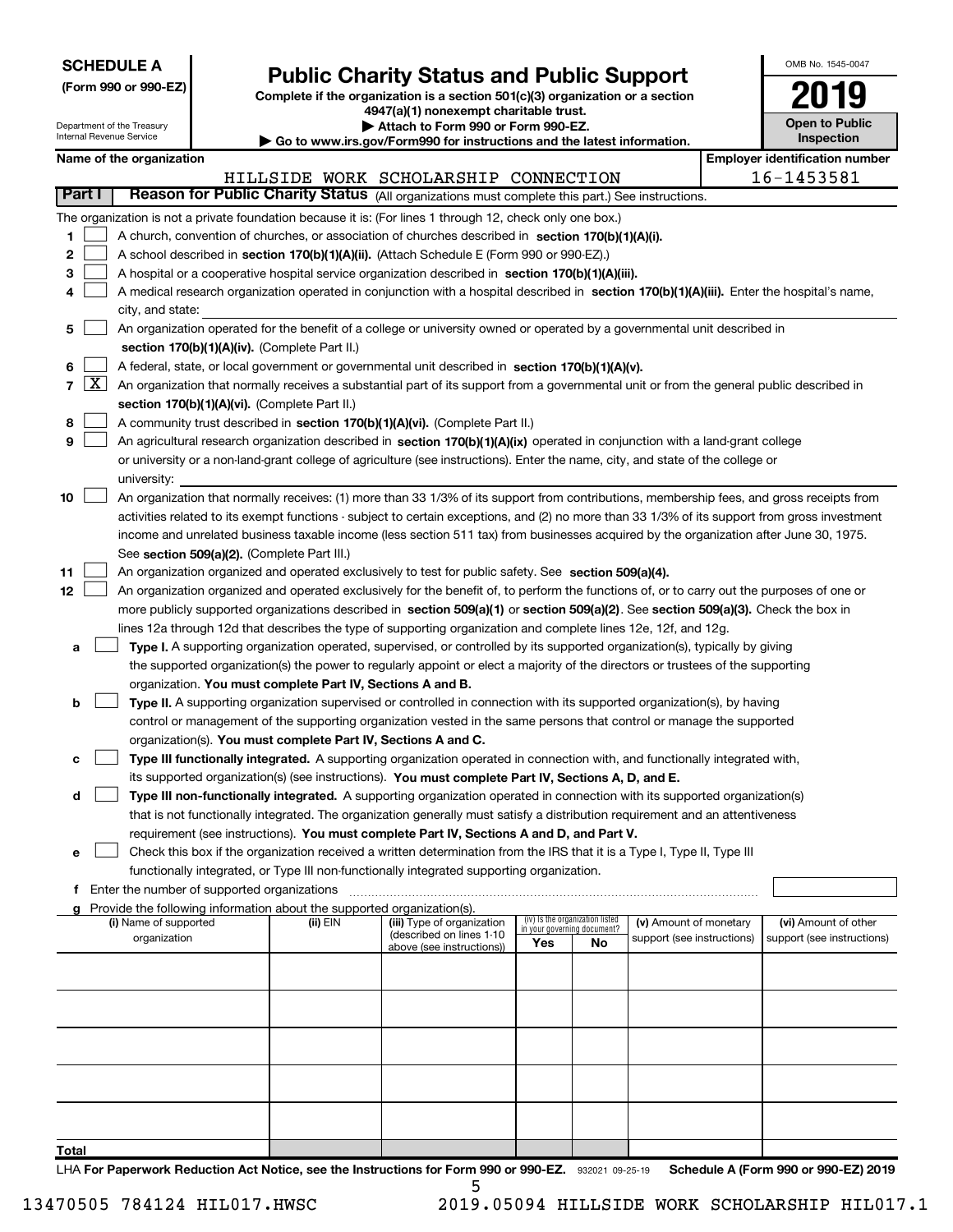**SCHEDULE A**
**(Form 990 or 990-EZ)**

Department of the Treasury
Internal Revenue Service

# Public Charity Status and Public Support

**Complete if the organization is a section 501(c)(3) organization or a section 4947(a)(1) nonexempt charitable trust.**
**▶ Attach to Form 990 or Form 990-EZ.**
**▶ Go to www.irs.gov/Form990 for instructions and the latest information.**

OMB No. 1545-0047

**2019**

**Open to Public Inspection**

**Name of the organization:** HILLSIDE WORK SCHOLARSHIP CONNECTION

**Employer identification number:** 16-1453581

## Part I — Reason for Public Charity Status (All organizations must complete this part.) See instructions.

The organization is not a private foundation because it is: (For lines 1 through 12, check only one box.)

1. [ ] A church, convention of churches, or association of churches described in **section 170(b)(1)(A)(i).**
2. [ ] A school described in **section 170(b)(1)(A)(ii).** (Attach Schedule E (Form 990 or 990-EZ).)
3. [ ] A hospital or a cooperative hospital service organization described in **section 170(b)(1)(A)(iii).**
4. [ ] A medical research organization operated in conjunction with a hospital described in **section 170(b)(1)(A)(iii).** Enter the hospital's name, city, and state:
5. [ ] An organization operated for the benefit of a college or university owned or operated by a governmental unit described in **section 170(b)(1)(A)(iv).** (Complete Part II.)
6. [ ] A federal, state, or local government or governmental unit described in **section 170(b)(1)(A)(v).**
7. [X] An organization that normally receives a substantial part of its support from a governmental unit or from the general public described in **section 170(b)(1)(A)(vi).** (Complete Part II.)
8. [ ] A community trust described in **section 170(b)(1)(A)(vi).** (Complete Part II.)
9. [ ] An agricultural research organization described in **section 170(b)(1)(A)(ix)** operated in conjunction with a land-grant college or university or a non-land-grant college of agriculture (see instructions). Enter the name, city, and state of the college or university:
10. [ ] An organization that normally receives: (1) more than 33 1/3% of its support from contributions, membership fees, and gross receipts from activities related to its exempt functions - subject to certain exceptions, and (2) no more than 33 1/3% of its support from gross investment income and unrelated business taxable income (less section 511 tax) from businesses acquired by the organization after June 30, 1975. See **section 509(a)(2).** (Complete Part III.)
11. [ ] An organization organized and operated exclusively to test for public safety. See **section 509(a)(4).**
12. [ ] An organization organized and operated exclusively for the benefit of, to perform the functions of, or to carry out the purposes of one or more publicly supported organizations described in **section 509(a)(1)** or **section 509(a)(2).** See **section 509(a)(3).** Check the box in lines 12a through 12d that describes the type of supporting organization and complete lines 12e, 12f, and 12g.
   - **a** [ ] **Type I.** A supporting organization operated, supervised, or controlled by its supported organization(s), typically by giving the supported organization(s) the power to regularly appoint or elect a majority of the directors or trustees of the supporting organization. **You must complete Part IV, Sections A and B.**
   - **b** [ ] **Type II.** A supporting organization supervised or controlled in connection with its supported organization(s), by having control or management of the supporting organization vested in the same persons that control or manage the supported organization(s). **You must complete Part IV, Sections A and C.**
   - **c** [ ] **Type III functionally integrated.** A supporting organization operated in connection with, and functionally integrated with, its supported organization(s) (see instructions). **You must complete Part IV, Sections A, D, and E.**
   - **d** [ ] **Type III non-functionally integrated.** A supporting organization operated in connection with its supported organization(s) that is not functionally integrated. The organization generally must satisfy a distribution requirement and an attentiveness requirement (see instructions). **You must complete Part IV, Sections A and D, and Part V.**
   - **e** [ ] Check this box if the organization received a written determination from the IRS that it is a Type I, Type II, Type III functionally integrated, or Type III non-functionally integrated supporting organization.
   - **f** Enter the number of supported organizations
   - **g** Provide the following information about the supported organization(s).

| (i) Name of supported organization | (ii) EIN | (iii) Type of organization (described on lines 1-10 above (see instructions)) | (iv) Is the organization listed in your governing document? Yes | No | (v) Amount of monetary support (see instructions) | (vi) Amount of other support (see instructions) |
|---|---|---|---|---|---|---|
| | | | | | | |
| | | | | | | |
| | | | | | | |
| | | | | | | |
| | | | | | | |
| **Total** | | | | | | |

LHA **For Paperwork Reduction Act Notice, see the Instructions for Form 990 or 990-EZ.** 932021 09-25-19 **Schedule A (Form 990 or 990-EZ) 2019**

13470505 784124 HIL017.HWSC 2019.05094 HILLSIDE WORK SCHOLARSHIP HIL017.1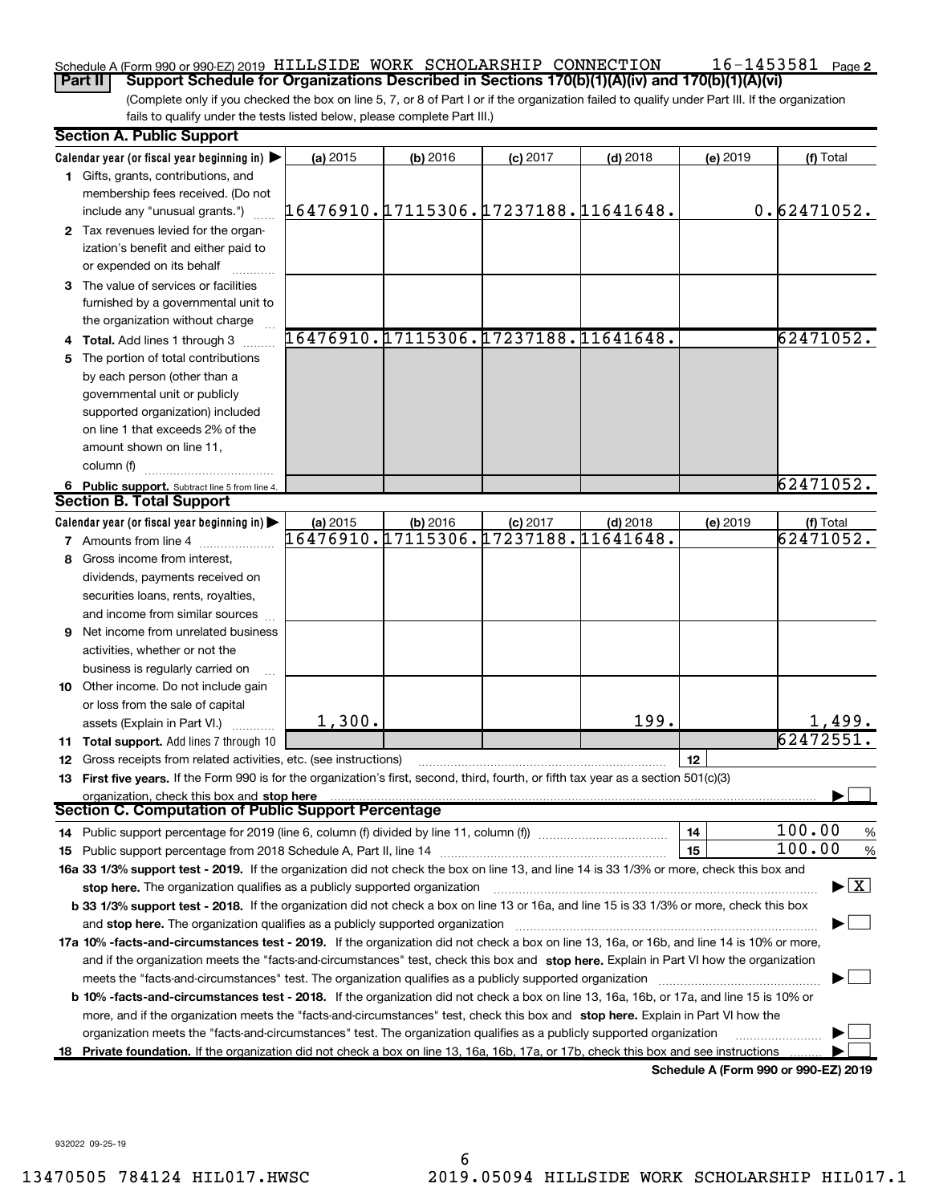Schedule A (Form 990 or 990-EZ) 2019 HILLSIDE WORK SCHOLARSHIP CONNECTION 16-1453581 Page 2

**Part II** **Support Schedule for Organizations Described in Sections 170(b)(1)(A)(iv) and 170(b)(1)(A)(vi)**

(Complete only if you checked the box on line 5, 7, or 8 of Part I or if the organization failed to qualify under Part III. If the organization fails to qualify under the tests listed below, please complete Part III.)

## Section A. Public Support

| Calendar year (or fiscal year beginning in) ▶ | (a) 2015 | (b) 2016 | (c) 2017 | (d) 2018 | (e) 2019 | (f) Total |
|---|---|---|---|---|---|---|
| **1** Gifts, grants, contributions, and membership fees received. (Do not include any "unusual grants.") | 16476910. | 17115306. | 17237188. | 11641648. | 0. | 62471052. |
| **2** Tax revenues levied for the organization's benefit and either paid to or expended on its behalf | | | | | | |
| **3** The value of services or facilities furnished by a governmental unit to the organization without charge | | | | | | |
| **4 Total.** Add lines 1 through 3 | 16476910. | 17115306. | 17237188. | 11641648. | | 62471052. |
| **5** The portion of total contributions by each person (other than a governmental unit or publicly supported organization) included on line 1 that exceeds 2% of the amount shown on line 11, column (f) | | | | | | |
| **6 Public support.** Subtract line 5 from line 4. | | | | | | 62471052. |

## Section B. Total Support

| Calendar year (or fiscal year beginning in) ▶ | (a) 2015 | (b) 2016 | (c) 2017 | (d) 2018 | (e) 2019 | (f) Total |
|---|---|---|---|---|---|---|
| **7** Amounts from line 4 | 16476910. | 17115306. | 17237188. | 11641648. | | 62471052. |
| **8** Gross income from interest, dividends, payments received on securities loans, rents, royalties, and income from similar sources | | | | | | |
| **9** Net income from unrelated business activities, whether or not the business is regularly carried on | | | | | | |
| **10** Other income. Do not include gain or loss from the sale of capital assets (Explain in Part VI.) | 1,300. | | | 199. | | 1,499. |
| **11 Total support.** Add lines 7 through 10 | | | | | | 62472551. |

**12** Gross receipts from related activities, etc. (see instructions) | 12 |

**13 First five years.** If the Form 990 is for the organization's first, second, third, fourth, or fifth tax year as a section 501(c)(3) organization, check this box and **stop here** ▶ ☐

## Section C. Computation of Public Support Percentage

**14** Public support percentage for 2019 (line 6, column (f) divided by line 11, column (f)) | 14 | 100.00 %

**15** Public support percentage from 2018 Schedule A, Part II, line 14 | 15 | 100.00 %

**16a 33 1/3% support test - 2019.** If the organization did not check the box on line 13, and line 14 is 33 1/3% or more, check this box and **stop here.** The organization qualifies as a publicly supported organization ▶ ☒

**b 33 1/3% support test - 2018.** If the organization did not check a box on line 13 or 16a, and line 15 is 33 1/3% or more, check this box and **stop here.** The organization qualifies as a publicly supported organization ▶ ☐

**17a 10% -facts-and-circumstances test - 2019.** If the organization did not check a box on line 13, 16a, or 16b, and line 14 is 10% or more, and if the organization meets the "facts-and-circumstances" test, check this box and **stop here.** Explain in Part VI how the organization meets the "facts-and-circumstances" test. The organization qualifies as a publicly supported organization ▶ ☐

**b 10% -facts-and-circumstances test - 2018.** If the organization did not check a box on line 13, 16a, 16b, or 17a, and line 15 is 10% or more, and if the organization meets the "facts-and-circumstances" test, check this box and **stop here.** Explain in Part VI how the organization meets the "facts-and-circumstances" test. The organization qualifies as a publicly supported organization ▶ ☐

**18 Private foundation.** If the organization did not check a box on line 13, 16a, 16b, 17a, or 17b, check this box and see instructions ▶ ☐

**Schedule A (Form 990 or 990-EZ) 2019**

932022 09-25-19

13470505 784124 HIL017.HWSC 2019.05094 HILLSIDE WORK SCHOLARSHIP HIL017.1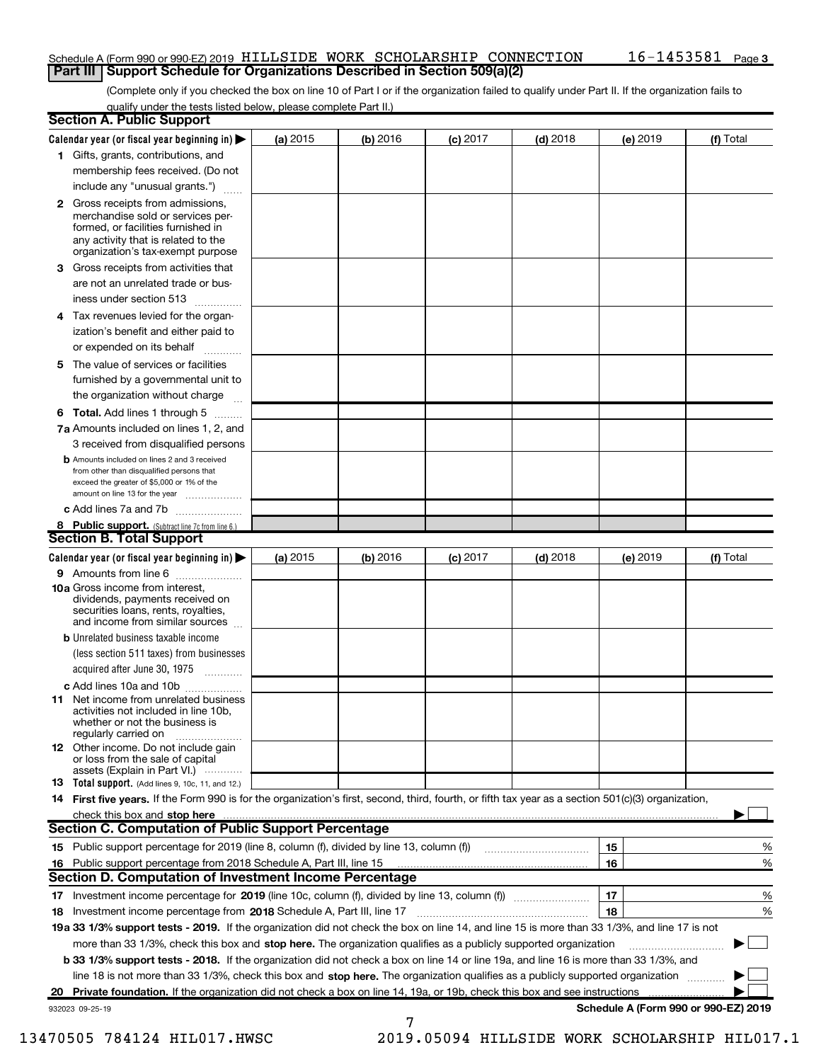Schedule A (Form 990 or 990-EZ) 2019 HILLSIDE WORK SCHOLARSHIP CONNECTION 16-1453581 Page 3

## Part III Support Schedule for Organizations Described in Section 509(a)(2)

(Complete only if you checked the box on line 10 of Part I or if the organization failed to qualify under Part II. If the organization fails to qualify under the tests listed below, please complete Part II.)

### Section A. Public Support

| Calendar year (or fiscal year beginning in) ▶ | (a) 2015 | (b) 2016 | (c) 2017 | (d) 2018 | (e) 2019 | (f) Total |
|---|---|---|---|---|---|---|
| 1 Gifts, grants, contributions, and membership fees received. (Do not include any "unusual grants.") | | | | | | |
| 2 Gross receipts from admissions, merchandise sold or services performed, or facilities furnished in any activity that is related to the organization's tax-exempt purpose | | | | | | |
| 3 Gross receipts from activities that are not an unrelated trade or business under section 513 | | | | | | |
| 4 Tax revenues levied for the organization's benefit and either paid to or expended on its behalf | | | | | | |
| 5 The value of services or facilities furnished by a governmental unit to the organization without charge | | | | | | |
| 6 **Total.** Add lines 1 through 5 | | | | | | |
| 7a Amounts included on lines 1, 2, and 3 received from disqualified persons | | | | | | |
| b Amounts included on lines 2 and 3 received from other than disqualified persons that exceed the greater of $5,000 or 1% of the amount on line 13 for the year | | | | | | |
| c Add lines 7a and 7b | | | | | | |
| 8 **Public support.** (Subtract line 7c from line 6.) | | | | | | |

### Section B. Total Support

| Calendar year (or fiscal year beginning in) ▶ | (a) 2015 | (b) 2016 | (c) 2017 | (d) 2018 | (e) 2019 | (f) Total |
|---|---|---|---|---|---|---|
| 9 Amounts from line 6 | | | | | | |
| 10a Gross income from interest, dividends, payments received on securities loans, rents, royalties, and income from similar sources | | | | | | |
| b Unrelated business taxable income (less section 511 taxes) from businesses acquired after June 30, 1975 | | | | | | |
| c Add lines 10a and 10b | | | | | | |
| 11 Net income from unrelated business activities not included in line 10b, whether or not the business is regularly carried on | | | | | | |
| 12 Other income. Do not include gain or loss from the sale of capital assets (Explain in Part VI.) | | | | | | |
| 13 **Total support.** (Add lines 9, 10c, 11, and 12.) | | | | | | |

14 **First five years.** If the Form 990 is for the organization's first, second, third, fourth, or fifth tax year as a section 501(c)(3) organization, check this box and **stop here** ▶ ☐

### Section C. Computation of Public Support Percentage

| | | | |
|---|---|---|---|
| 15 Public support percentage for 2019 (line 8, column (f), divided by line 13, column (f)) | 15 | | % |
| 16 Public support percentage from 2018 Schedule A, Part III, line 15 | 16 | | % |

### Section D. Computation of Investment Income Percentage

| | | | |
|---|---|---|---|
| 17 Investment income percentage for **2019** (line 10c, column (f), divided by line 13, column (f)) | 17 | | % |
| 18 Investment income percentage from **2018** Schedule A, Part III, line 17 | 18 | | % |

**19a 33 1/3% support tests - 2019.** If the organization did not check the box on line 14, and line 15 is more than 33 1/3%, and line 17 is not more than 33 1/3%, check this box and **stop here.** The organization qualifies as a publicly supported organization ▶ ☐

**b 33 1/3% support tests - 2018.** If the organization did not check a box on line 14 or line 19a, and line 16 is more than 33 1/3%, and line 18 is not more than 33 1/3%, check this box and **stop here.** The organization qualifies as a publicly supported organization ▶ ☐

**20 Private foundation.** If the organization did not check a box on line 14, 19a, or 19b, check this box and see instructions ▶ ☐

932023 09-25-19 **Schedule A (Form 990 or 990-EZ) 2019**

13470505 784124 HIL017.HWSC 2019.05094 HILLSIDE WORK SCHOLARSHIP HIL017.1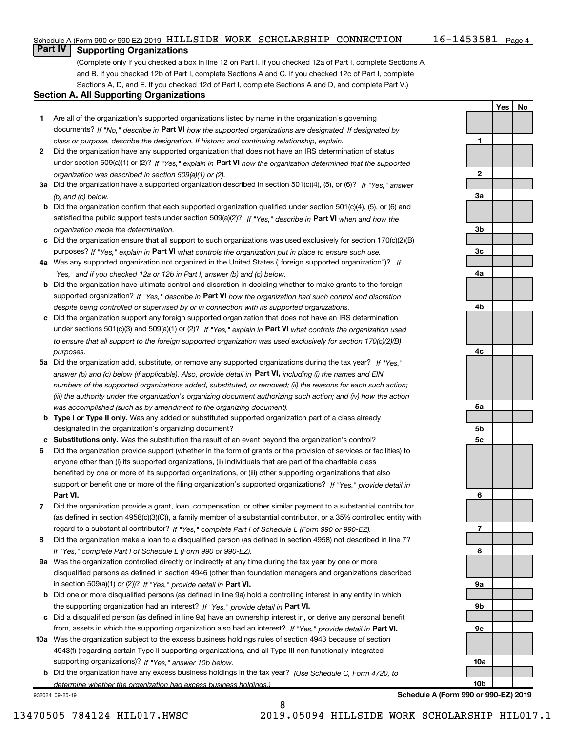Schedule A (Form 990 or 990-EZ) 2019 HILLSIDE WORK SCHOLARSHIP CONNECTION 16-1453581 Page 4

## Part IV Supporting Organizations

(Complete only if you checked a box in line 12 on Part I. If you checked 12a of Part I, complete Sections A and B. If you checked 12b of Part I, complete Sections A and C. If you checked 12c of Part I, complete Sections A, D, and E. If you checked 12d of Part I, complete Sections A and D, and complete Part V.)

### Section A. All Supporting Organizations

| | | Line | Yes | No |
|---|---|---|---|---|
| **1** | Are all of the organization's supported organizations listed by name in the organization's governing documents? *If "No," describe in* **Part VI** *how the supported organizations are designated. If designated by class or purpose, describe the designation. If historic and continuing relationship, explain.* | 1 | | |
| **2** | Did the organization have any supported organization that does not have an IRS determination of status under section 509(a)(1) or (2)? *If "Yes," explain in* **Part VI** *how the organization determined that the supported organization was described in section 509(a)(1) or (2).* | 2 | | |
| **3a** | Did the organization have a supported organization described in section 501(c)(4), (5), or (6)? *If "Yes," answer (b) and (c) below.* | 3a | | |
| **b** | Did the organization confirm that each supported organization qualified under section 501(c)(4), (5), or (6) and satisfied the public support tests under section 509(a)(2)? *If "Yes," describe in* **Part VI** *when and how the organization made the determination.* | 3b | | |
| **c** | Did the organization ensure that all support to such organizations was used exclusively for section 170(c)(2)(B) purposes? *If "Yes," explain in* **Part VI** *what controls the organization put in place to ensure such use.* | 3c | | |
| **4a** | Was any supported organization not organized in the United States ("foreign supported organization")? *If "Yes," and if you checked 12a or 12b in Part I, answer (b) and (c) below.* | 4a | | |
| **b** | Did the organization have ultimate control and discretion in deciding whether to make grants to the foreign supported organization? *If "Yes," describe in* **Part VI** *how the organization had such control and discretion despite being controlled or supervised by or in connection with its supported organizations.* | 4b | | |
| **c** | Did the organization support any foreign supported organization that does not have an IRS determination under sections 501(c)(3) and 509(a)(1) or (2)? *If "Yes," explain in* **Part VI** *what controls the organization used to ensure that all support to the foreign supported organization was used exclusively for section 170(c)(2)(B) purposes.* | 4c | | |
| **5a** | Did the organization add, substitute, or remove any supported organizations during the tax year? *If "Yes," answer (b) and (c) below (if applicable). Also, provide detail in* **Part VI,** *including (i) the names and EIN numbers of the supported organizations added, substituted, or removed; (ii) the reasons for each such action; (iii) the authority under the organization's organizing document authorizing such action; and (iv) how the action was accomplished (such as by amendment to the organizing document).* | 5a | | |
| **b** | **Type I or Type II only.** Was any added or substituted supported organization part of a class already designated in the organization's organizing document? | 5b | | |
| **c** | **Substitutions only.** Was the substitution the result of an event beyond the organization's control? | 5c | | |
| **6** | Did the organization provide support (whether in the form of grants or the provision of services or facilities) to anyone other than (i) its supported organizations, (ii) individuals that are part of the charitable class benefited by one or more of its supported organizations, or (iii) other supporting organizations that also support or benefit one or more of the filing organization's supported organizations? *If "Yes," provide detail in* **Part VI.** | 6 | | |
| **7** | Did the organization provide a grant, loan, compensation, or other similar payment to a substantial contributor (as defined in section 4958(c)(3)(C)), a family member of a substantial contributor, or a 35% controlled entity with regard to a substantial contributor? *If "Yes," complete Part I of Schedule L (Form 990 or 990-EZ).* | 7 | | |
| **8** | Did the organization make a loan to a disqualified person (as defined in section 4958) not described in line 7? *If "Yes," complete Part I of Schedule L (Form 990 or 990-EZ).* | 8 | | |
| **9a** | Was the organization controlled directly or indirectly at any time during the tax year by one or more disqualified persons as defined in section 4946 (other than foundation managers and organizations described in section 509(a)(1) or (2))? *If "Yes," provide detail in* **Part VI.** | 9a | | |
| **b** | Did one or more disqualified persons (as defined in line 9a) hold a controlling interest in any entity in which the supporting organization had an interest? *If "Yes," provide detail in* **Part VI.** | 9b | | |
| **c** | Did a disqualified person (as defined in line 9a) have an ownership interest in, or derive any personal benefit from, assets in which the supporting organization also had an interest? *If "Yes," provide detail in* **Part VI.** | 9c | | |
| **10a** | Was the organization subject to the excess business holdings rules of section 4943 because of section 4943(f) (regarding certain Type II supporting organizations, and all Type III non-functionally integrated supporting organizations)? *If "Yes," answer 10b below.* | 10a | | |
| **b** | Did the organization have any excess business holdings in the tax year? *(Use Schedule C, Form 4720, to determine whether the organization had excess business holdings.)* | 10b | | |

932024 09-25-19

**Schedule A (Form 990 or 990-EZ) 2019**

13470505 784124 HIL017.HWSC 2019.05094 HILLSIDE WORK SCHOLARSHIP HIL017.1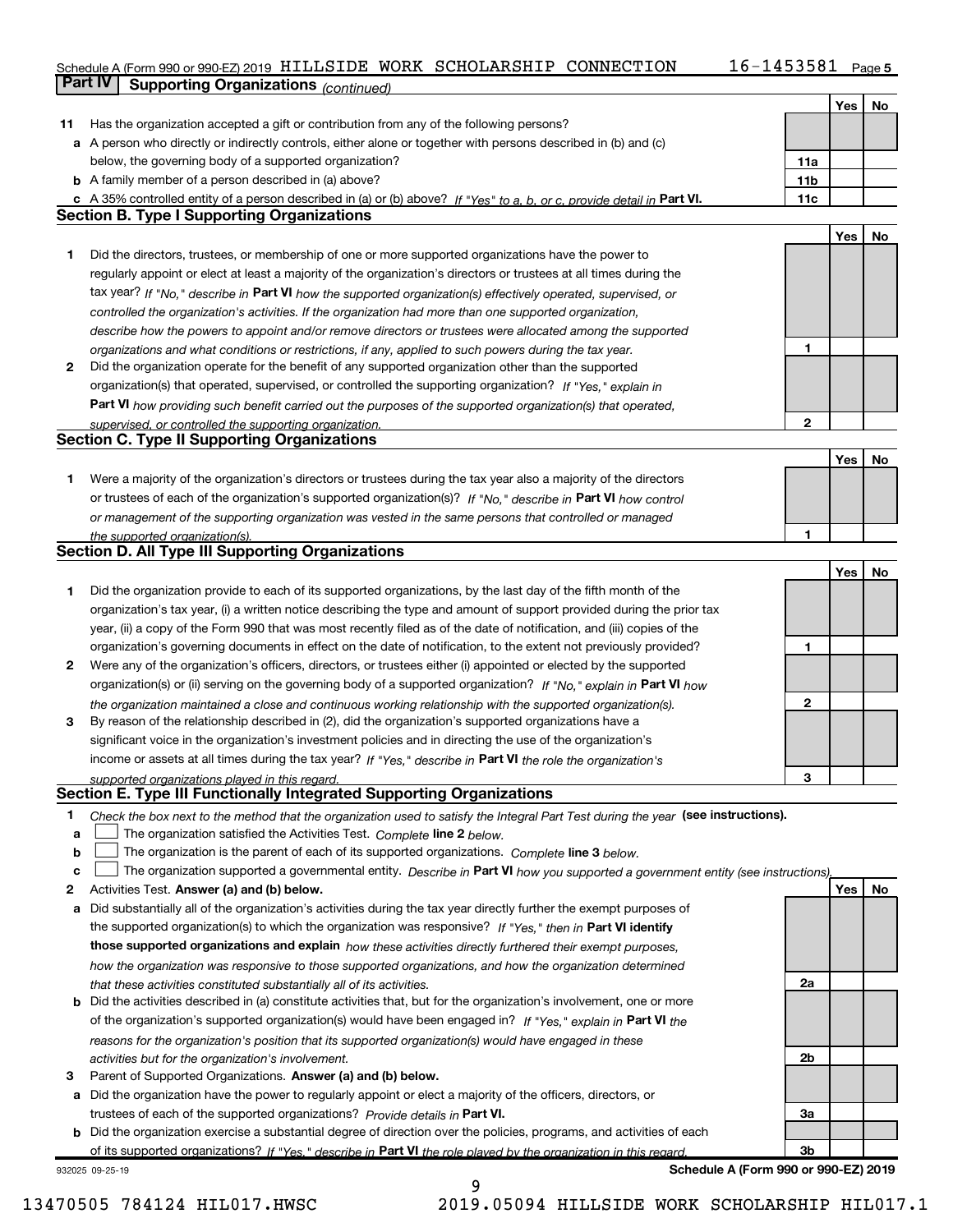Schedule A (Form 990 or 990-EZ) 2019 HILLSIDE WORK SCHOLARSHIP CONNECTION 16-1453581 Page 5

## Part IV Supporting Organizations *(continued)*

| | | | Yes | No |
|---|---|---|---|---|
| 11 | Has the organization accepted a gift or contribution from any of the following persons? | | | |
| a | A person who directly or indirectly controls, either alone or together with persons described in (b) and (c) below, the governing body of a supported organization? | 11a | | |
| b | A family member of a person described in (a) above? | 11b | | |
| c | A 35% controlled entity of a person described in (a) or (b) above? *If "Yes" to a, b, or c, provide detail in* **Part VI.** | 11c | | |

### Section B. Type I Supporting Organizations

| | | | Yes | No |
|---|---|---|---|---|
| 1 | Did the directors, trustees, or membership of one or more supported organizations have the power to regularly appoint or elect at least a majority of the organization's directors or trustees at all times during the tax year? *If "No," describe in* **Part VI** *how the supported organization(s) effectively operated, supervised, or controlled the organization's activities. If the organization had more than one supported organization, describe how the powers to appoint and/or remove directors or trustees were allocated among the supported organizations and what conditions or restrictions, if any, applied to such powers during the tax year.* | 1 | | |
| 2 | Did the organization operate for the benefit of any supported organization other than the supported organization(s) that operated, supervised, or controlled the supporting organization? *If "Yes," explain in* **Part VI** *how providing such benefit carried out the purposes of the supported organization(s) that operated, supervised, or controlled the supporting organization.* | 2 | | |

### Section C. Type II Supporting Organizations

| | | | Yes | No |
|---|---|---|---|---|
| 1 | Were a majority of the organization's directors or trustees during the tax year also a majority of the directors or trustees of each of the organization's supported organization(s)? *If "No," describe in* **Part VI** *how control or management of the supporting organization was vested in the same persons that controlled or managed the supported organization(s).* | 1 | | |

### Section D. All Type III Supporting Organizations

| | | | Yes | No |
|---|---|---|---|---|
| 1 | Did the organization provide to each of its supported organizations, by the last day of the fifth month of the organization's tax year, (i) a written notice describing the type and amount of support provided during the prior tax year, (ii) a copy of the Form 990 that was most recently filed as of the date of notification, and (iii) copies of the organization's governing documents in effect on the date of notification, to the extent not previously provided? | 1 | | |
| 2 | Were any of the organization's officers, directors, or trustees either (i) appointed or elected by the supported organization(s) or (ii) serving on the governing body of a supported organization? *If "No," explain in* **Part VI** *how the organization maintained a close and continuous working relationship with the supported organization(s).* | 2 | | |
| 3 | By reason of the relationship described in (2), did the organization's supported organizations have a significant voice in the organization's investment policies and in directing the use of the organization's income or assets at all times during the tax year? *If "Yes," describe in* **Part VI** *the role the organization's supported organizations played in this regard.* | 3 | | |

### Section E. Type III Functionally Integrated Supporting Organizations

1 *Check the box next to the method that the organization used to satisfy the Integral Part Test during the year* **(see instructions).**

a ☐ The organization satisfied the Activities Test. *Complete* **line 2** *below.*

b ☐ The organization is the parent of each of its supported organizations. *Complete* **line 3** *below.*

c ☐ The organization supported a governmental entity. *Describe in* **Part VI** *how you supported a government entity (see instructions).*

| | | | Yes | No |
|---|---|---|---|---|
| 2 | Activities Test. **Answer (a) and (b) below.** | | | |
| a | Did substantially all of the organization's activities during the tax year directly further the exempt purposes of the supported organization(s) to which the organization was responsive? *If "Yes," then in* **Part VI identify those supported organizations and explain** *how these activities directly furthered their exempt purposes, how the organization was responsive to those supported organizations, and how the organization determined that these activities constituted substantially all of its activities.* | 2a | | |
| b | Did the activities described in (a) constitute activities that, but for the organization's involvement, one or more of the organization's supported organization(s) would have been engaged in? *If "Yes," explain in* **Part VI** *the reasons for the organization's position that its supported organization(s) would have engaged in these activities but for the organization's involvement.* | 2b | | |
| 3 | Parent of Supported Organizations. **Answer (a) and (b) below.** | | | |
| a | Did the organization have the power to regularly appoint or elect a majority of the officers, directors, or trustees of each of the supported organizations? *Provide details in* **Part VI.** | 3a | | |
| b | Did the organization exercise a substantial degree of direction over the policies, programs, and activities of each of its supported organizations? *If "Yes," describe in* **Part VI** *the role played by the organization in this regard.* | 3b | | |

932025 09-25-19 **Schedule A (Form 990 or 990-EZ) 2019**

13470505 784124 HIL017.HWSC 2019.05094 HILLSIDE WORK SCHOLARSHIP HIL017.1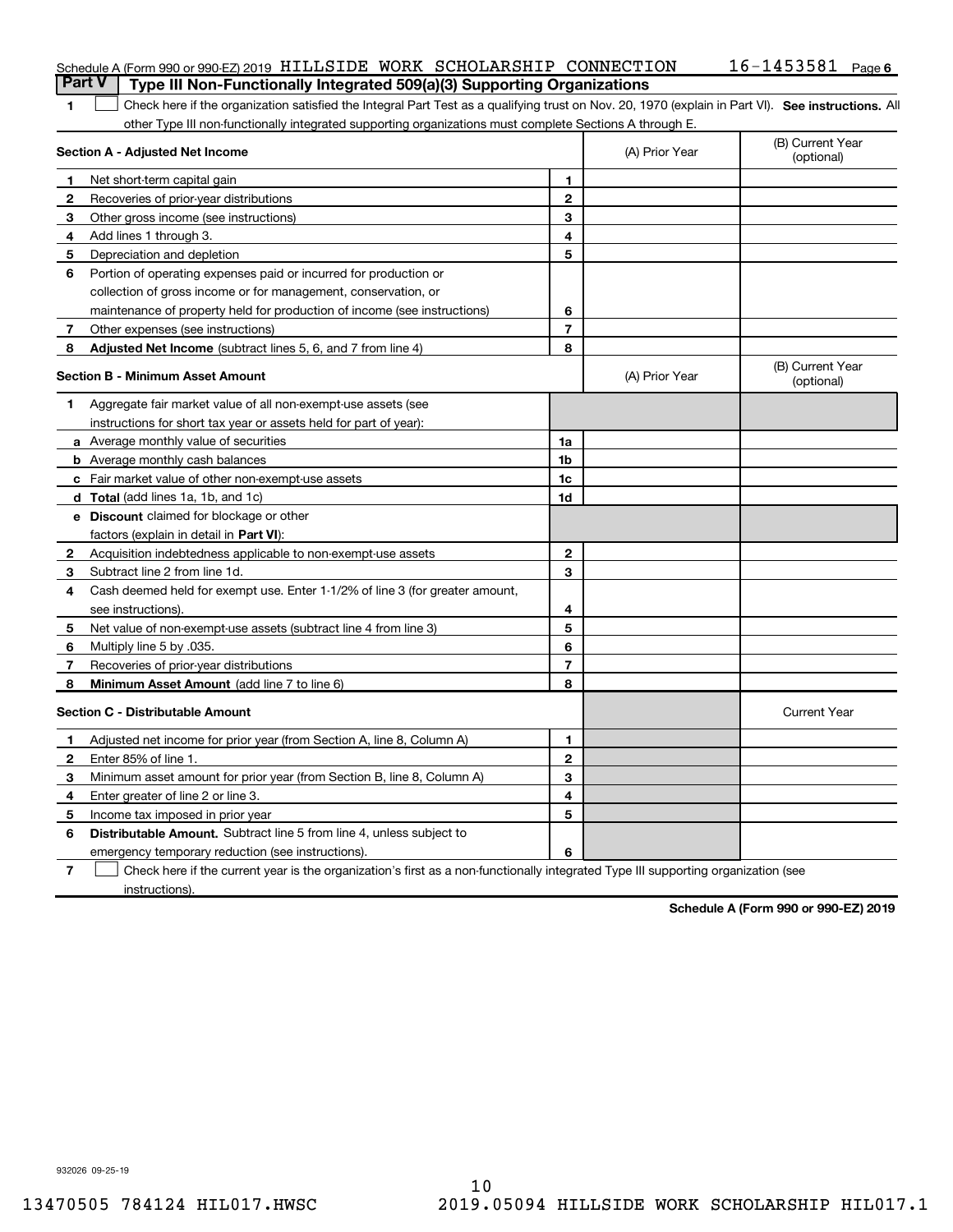Schedule A (Form 990 or 990-EZ) 2019 HILLSIDE WORK SCHOLARSHIP CONNECTION 16-1453581 Page 6

## Part V Type III Non-Functionally Integrated 509(a)(3) Supporting Organizations

1 ☐ Check here if the organization satisfied the Integral Part Test as a qualifying trust on Nov. 20, 1970 (explain in Part VI). **See instructions.** All other Type III non-functionally integrated supporting organizations must complete Sections A through E.

| **Section A - Adjusted Net Income** | | (A) Prior Year | (B) Current Year (optional) |
|---|---|---|---|
| 1 Net short-term capital gain | 1 | | |
| 2 Recoveries of prior-year distributions | 2 | | |
| 3 Other gross income (see instructions) | 3 | | |
| 4 Add lines 1 through 3. | 4 | | |
| 5 Depreciation and depletion | 5 | | |
| 6 Portion of operating expenses paid or incurred for production or collection of gross income or for management, conservation, or maintenance of property held for production of income (see instructions) | 6 | | |
| 7 Other expenses (see instructions) | 7 | | |
| 8 **Adjusted Net Income** (subtract lines 5, 6, and 7 from line 4) | 8 | | |

| **Section B - Minimum Asset Amount** | | (A) Prior Year | (B) Current Year (optional) |
|---|---|---|---|
| 1 Aggregate fair market value of all non-exempt-use assets (see instructions for short tax year or assets held for part of year): | | | |
| a Average monthly value of securities | 1a | | |
| b Average monthly cash balances | 1b | | |
| c Fair market value of other non-exempt-use assets | 1c | | |
| d **Total** (add lines 1a, 1b, and 1c) | 1d | | |
| e **Discount** claimed for blockage or other factors (explain in detail in **Part VI**): | | | |
| 2 Acquisition indebtedness applicable to non-exempt-use assets | 2 | | |
| 3 Subtract line 2 from line 1d. | 3 | | |
| 4 Cash deemed held for exempt use. Enter 1-1/2% of line 3 (for greater amount, see instructions). | 4 | | |
| 5 Net value of non-exempt-use assets (subtract line 4 from line 3) | 5 | | |
| 6 Multiply line 5 by .035. | 6 | | |
| 7 Recoveries of prior-year distributions | 7 | | |
| 8 **Minimum Asset Amount** (add line 7 to line 6) | 8 | | |

| **Section C - Distributable Amount** | | | Current Year |
|---|---|---|---|
| 1 Adjusted net income for prior year (from Section A, line 8, Column A) | 1 | | |
| 2 Enter 85% of line 1. | 2 | | |
| 3 Minimum asset amount for prior year (from Section B, line 8, Column A) | 3 | | |
| 4 Enter greater of line 2 or line 3. | 4 | | |
| 5 Income tax imposed in prior year | 5 | | |
| 6 **Distributable Amount.** Subtract line 5 from line 4, unless subject to emergency temporary reduction (see instructions). | 6 | | |

7 ☐ Check here if the current year is the organization's first as a non-functionally integrated Type III supporting organization (see instructions).

**Schedule A (Form 990 or 990-EZ) 2019**

932026 09-25-19

13470505 784124 HIL017.HWSC 2019.05094 HILLSIDE WORK SCHOLARSHIP HIL017.1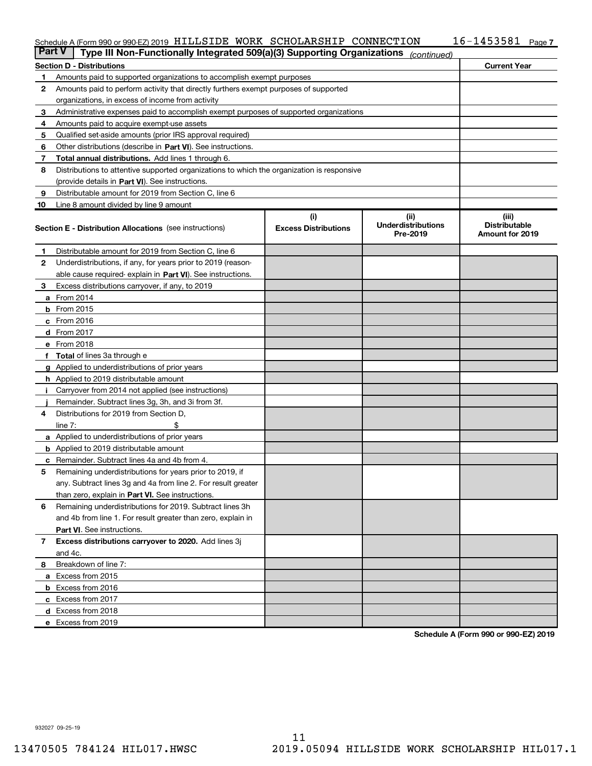Schedule A (Form 990 or 990-EZ) 2019 HILLSIDE WORK SCHOLARSHIP CONNECTION 16-1453581 Page 7

## Part V Type III Non-Functionally Integrated 509(a)(3) Supporting Organizations *(continued)*

| Section D - Distributions | | Current Year |
|---|---|---|
| 1 | Amounts paid to supported organizations to accomplish exempt purposes | |
| 2 | Amounts paid to perform activity that directly furthers exempt purposes of supported organizations, in excess of income from activity | |
| 3 | Administrative expenses paid to accomplish exempt purposes of supported organizations | |
| 4 | Amounts paid to acquire exempt-use assets | |
| 5 | Qualified set-aside amounts (prior IRS approval required) | |
| 6 | Other distributions (describe in **Part VI**). See instructions. | |
| 7 | **Total annual distributions.** Add lines 1 through 6. | |
| 8 | Distributions to attentive supported organizations to which the organization is responsive (provide details in **Part VI**). See instructions. | |
| 9 | Distributable amount for 2019 from Section C, line 6 | |
| 10 | Line 8 amount divided by line 9 amount | |

| Section E - Distribution Allocations (see instructions) | (i) Excess Distributions | (ii) Underdistributions Pre-2019 | (iii) Distributable Amount for 2019 |
|---|---|---|---|
| **1** Distributable amount for 2019 from Section C, line 6 | | | |
| **2** Underdistributions, if any, for years prior to 2019 (reasonable cause required- explain in **Part VI**). See instructions. | | | |
| **3** Excess distributions carryover, if any, to 2019 | | | |
| **a** From 2014 | | | |
| **b** From 2015 | | | |
| **c** From 2016 | | | |
| **d** From 2017 | | | |
| **e** From 2018 | | | |
| **f** **Total** of lines 3a through e | | | |
| **g** Applied to underdistributions of prior years | | | |
| **h** Applied to 2019 distributable amount | | | |
| **i** Carryover from 2014 not applied (see instructions) | | | |
| **j** Remainder. Subtract lines 3g, 3h, and 3i from 3f. | | | |
| **4** Distributions for 2019 from Section D, line 7: $ | | | |
| **a** Applied to underdistributions of prior years | | | |
| **b** Applied to 2019 distributable amount | | | |
| **c** Remainder. Subtract lines 4a and 4b from 4. | | | |
| **5** Remaining underdistributions for years prior to 2019, if any. Subtract lines 3g and 4a from line 2. For result greater than zero, explain in **Part VI.** See instructions. | | | |
| **6** Remaining underdistributions for 2019. Subtract lines 3h and 4b from line 1. For result greater than zero, explain in **Part VI**. See instructions. | | | |
| **7** **Excess distributions carryover to 2020.** Add lines 3j and 4c. | | | |
| **8** Breakdown of line 7: | | | |
| **a** Excess from 2015 | | | |
| **b** Excess from 2016 | | | |
| **c** Excess from 2017 | | | |
| **d** Excess from 2018 | | | |
| **e** Excess from 2019 | | | |

**Schedule A (Form 990 or 990-EZ) 2019**

932027 09-25-19

13470505 784124 HIL017.HWSC 2019.05094 HILLSIDE WORK SCHOLARSHIP HIL017.1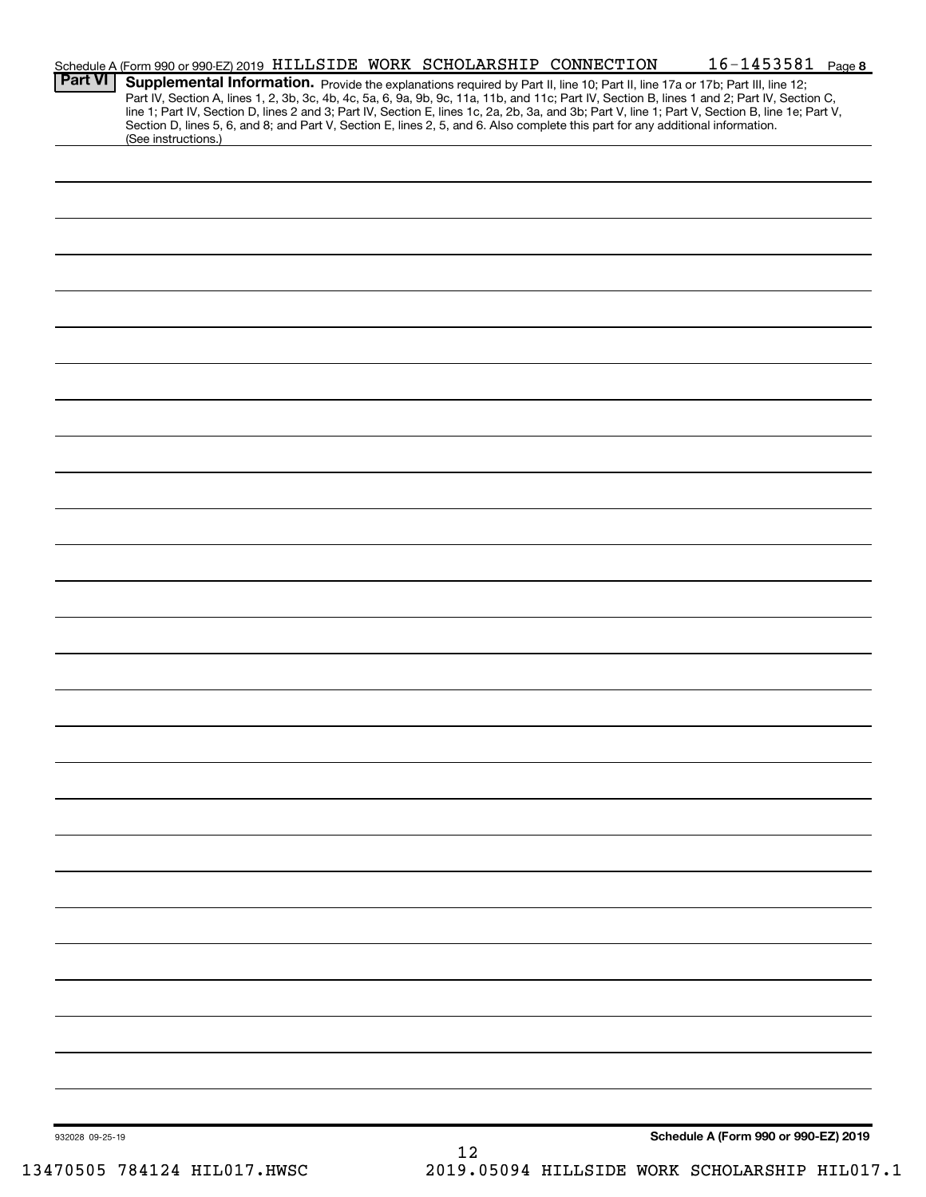Schedule A (Form 990 or 990-EZ) 2019 HILLSIDE WORK SCHOLARSHIP CONNECTION 16-1453581 Page **8**

**Part VI** **Supplemental Information.** Provide the explanations required by Part II, line 10; Part II, line 17a or 17b; Part III, line 12; Part IV, Section A, lines 1, 2, 3b, 3c, 4b, 4c, 5a, 6, 9a, 9b, 9c, 11a, 11b, and 11c; Part IV, Section B, lines 1 and 2; Part IV, Section C, line 1; Part IV, Section D, lines 2 and 3; Part IV, Section E, lines 1c, 2a, 2b, 3a, and 3b; Part V, line 1; Part V, Section B, line 1e; Part V, Section D, lines 5, 6, and 8; and Part V, Section E, lines 2, 5, and 6. Also complete this part for any additional information. (See instructions.)

932028 09-25-19

**Schedule A (Form 990 or 990-EZ) 2019**

13470505 784124 HIL017.HWSC 2019.05094 HILLSIDE WORK SCHOLARSHIP HIL017.1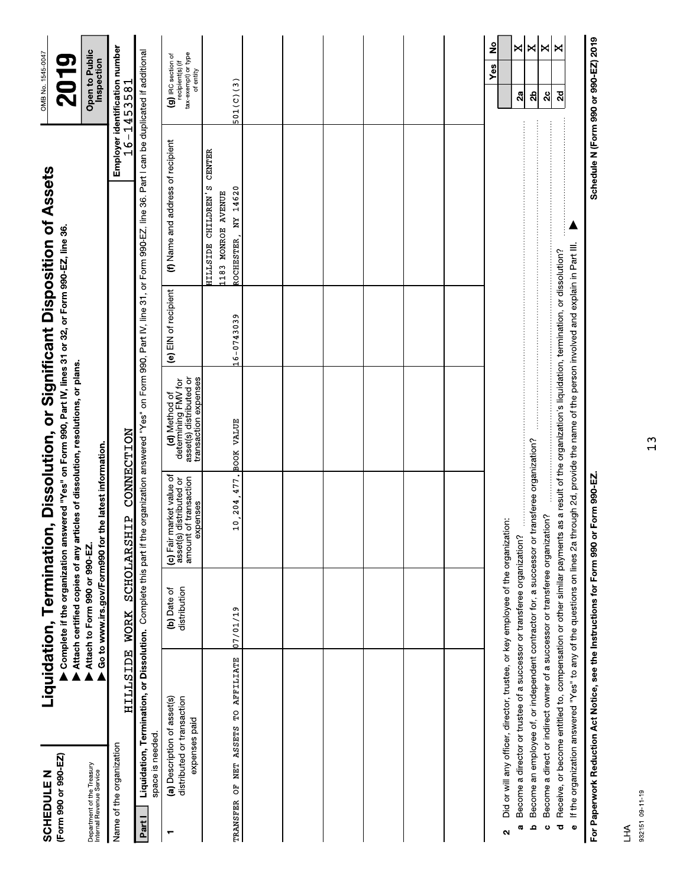# SCHEDULE N (Form 990 or 990-EZ)

Department of the Treasury
Internal Revenue Service

## Liquidation, Termination, Dissolution, or Significant Disposition of Assets

▶ Complete if the organization answered "Yes" on Form 990, Part IV, lines 31 or 32, or Form 990-EZ, line 36.
▶ Attach certified copies of any articles of dissolution, resolutions, or plans.
▶ Attach to Form 990 or 990-EZ.
▶ Go to www.irs.gov/Form990 for the latest information.

OMB No. 1545-0047

**2019**

**Open to Public Inspection**

Name of the organization: HILLSIDE WORK SCHOLARSHIP CONNECTION

Employer identification number: 16-1453581

**Part I** **Liquidation, Termination, or Dissolution.** Complete this part if the organization answered "Yes" on Form 990, Part IV, line 31, or Form 990-EZ, line 36. Part I can be duplicated if additional space is needed.

| 1 (a) Description of asset(s) distributed or transaction expenses paid | (b) Date of distribution | (c) Fair market value of asset(s) distributed or amount of transaction expenses | (d) Method of determining FMV for asset(s) distributed or transaction expenses | (e) EIN of recipient | (f) Name and address of recipient | (g) IRC section of recipient(s) (if tax-exempt) or type of entity |
|---|---|---|---|---|---|---|
| TRANSFER OF NET ASSETS TO AFFILIATE | 07/01/19 | 10,204,477. | BOOK VALUE | 16-0743039 | HILLSIDE CHILDREN'S CENTER 1183 MONROE AVENUE ROCHESTER, NY 14620 | 501(C)(3) |
| | | | | | | |
| | | | | | | |
| | | | | | | |
| | | | | | | |
| | | | | | | |

| | | | Yes | No |
|---|---|---|---|---|
| **2** | Did or will any officer, director, trustee, or key employee of the organization: | | | |
| **a** | Become a director or trustee of a successor or transferee organization? | 2a | | X |
| **b** | Become an employee of, or independent contractor for, a successor or transferee organization? | 2b | | X |
| **c** | Become a direct or indirect owner of a successor or transferee organization? | 2c | | X |
| **d** | Receive, or become entitled to, compensation or other similar payments as a result of the organization's liquidation, termination, or dissolution? | 2d | | X |
| **e** | If the organization answered "Yes" to any of the questions on lines 2a through 2d, provide the name of the person involved and explain in Part III. ▶ | | | |

**For Paperwork Reduction Act Notice, see the Instructions for Form 990 or Form 990-EZ.** **Schedule N (Form 990 or 990-EZ) 2019**

LHA
932151 09-11-19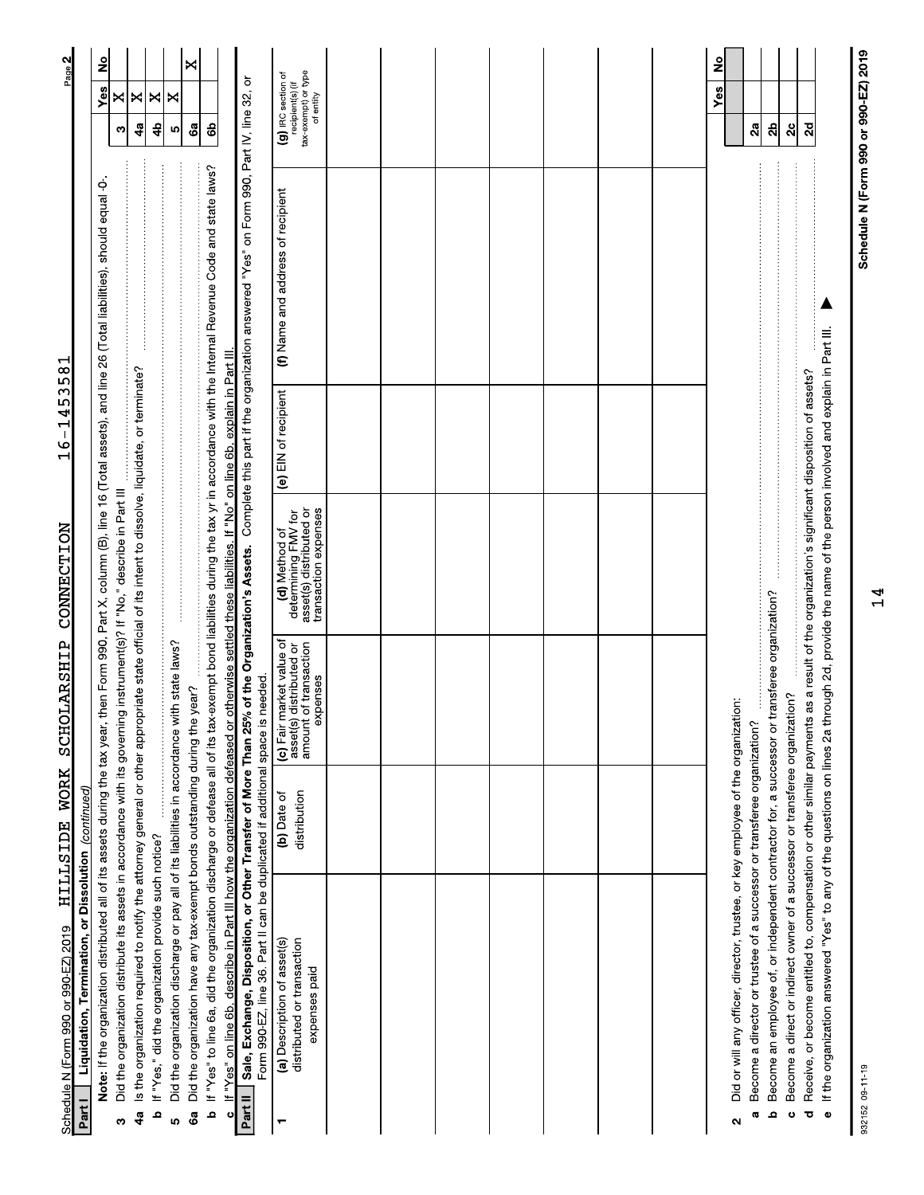Schedule N (Form 990 or 990-EZ) 2019 HILLSIDE WORK SCHOLARSHIP CONNECTION 16-1453581 Page 2

**Part I Liquidation, Termination, or Dissolution** *(continued)*

| | | | Yes | No |
|---|---|---|---|---|
| | **Note:** If the organization distributed all of its assets during the tax year, then Form 990, Part X, column (B), line 16 (Total assets), and line 26 (Total liabilities), should equal -0-. | | | |
| **3** | Did the organization distribute its assets in accordance with its governing instrument(s)? If "No," describe in Part III | 3 | X | |
| **4a** | Is the organization required to notify the attorney general or other appropriate state official of its intent to dissolve, liquidate, or terminate? | 4a | X | |
| **b** | If "Yes," did the organization provide such notice? | 4b | X | |
| **5** | Did the organization discharge or pay all of its liabilities in accordance with state laws? | 5 | X | |
| **6a** | Did the organization have any tax-exempt bonds outstanding during the year? | 6a | | X |
| **b** | If "Yes" to line 6a, did the organization discharge or defease all of its tax-exempt bond liabilities during the tax yr in accordance with the Internal Revenue Code and state laws? | 6b | | |
| **c** | If "Yes" on line 6b, describe in Part III how the organization defeased or otherwise settled these liabilities. If "No" on line 6b, explain in Part III. | | | |

**Part II Sale, Exchange, Disposition, or Other Transfer of More Than 25% of the Organization's Assets.** Complete this part if the organization answered "Yes" on Form 990, Part IV, line 32, or Form 990-EZ, line 36. Part II can be duplicated if additional space is needed.

| 1 | (a) Description of asset(s) distributed or transaction expenses paid | (b) Date of distribution | (c) Fair market value of asset(s) distributed or amount of transaction expenses | (d) Method of determining FMV for asset(s) distributed or transaction expenses | (e) EIN of recipient | (f) Name and address of recipient | (g) IRC section of recipient(s) (if tax-exempt) or type of entity |
|---|---|---|---|---|---|---|---|
| | | | | | | | |
| | | | | | | | |
| | | | | | | | |
| | | | | | | | |
| | | | | | | | |
| | | | | | | | |
| | | | | | | | |
| | | | | | | | |

| | | | Yes | No |
|---|---|---|---|---|
| **2** | Did or will any officer, director, trustee, or key employee of the organization: | | | |
| **a** | Become a director or trustee of a successor or transferee organization? | 2a | | |
| **b** | Become an employee of, or independent contractor for, a successor or transferee organization? | 2b | | |
| **c** | Become a direct or indirect owner of a successor or transferee organization? | 2c | | |
| **d** | Receive, or become entitled to, compensation or other similar payments as a result of the organization's significant disposition of assets? | 2d | | |
| **e** | If the organization answered "Yes" to any of the questions on lines 2a through 2d, provide the name of the person involved and explain in Part III. ▶ | | | |

932152 09-11-19

Schedule N (Form 990 or 990-EZ) 2019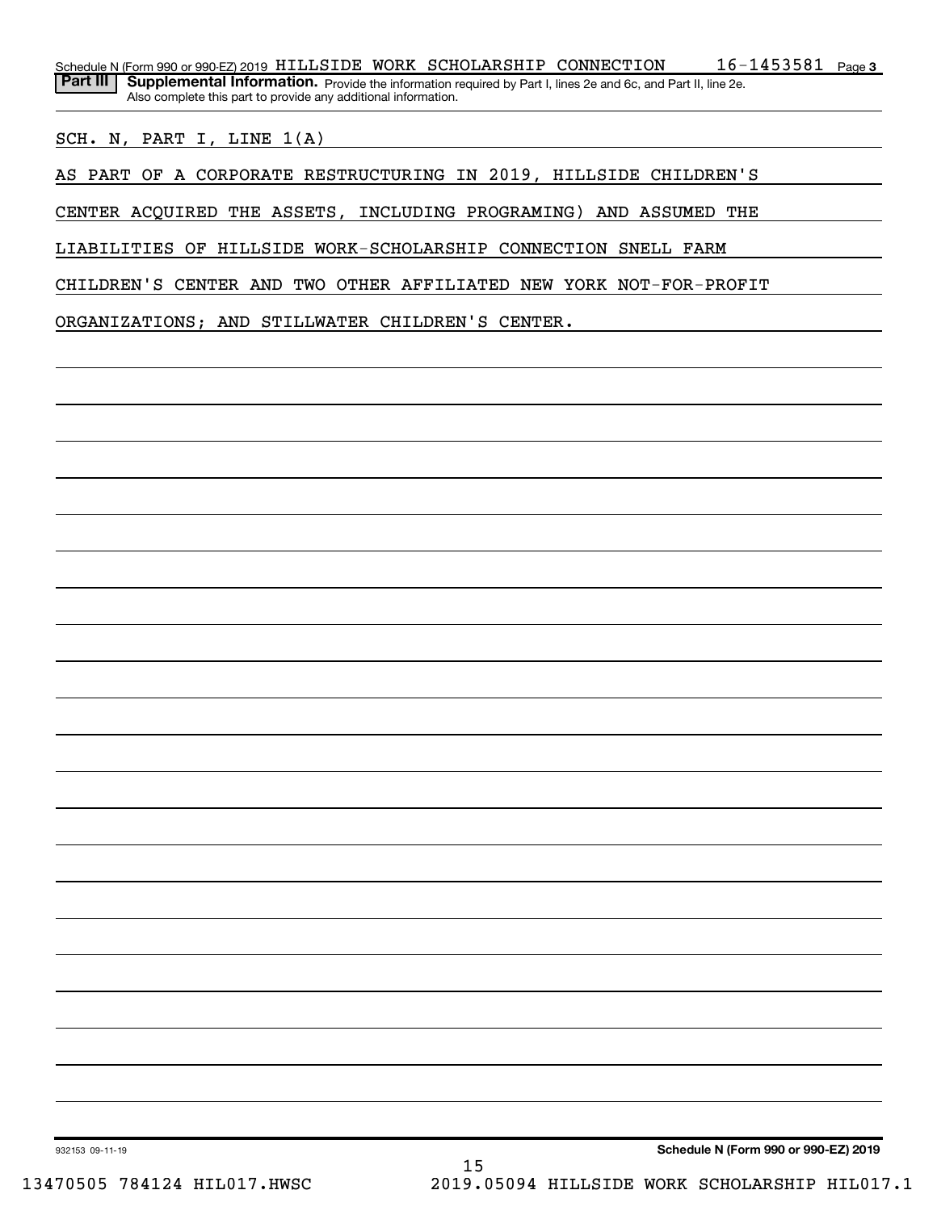Schedule N (Form 990 or 990-EZ) 2019 HILLSIDE WORK SCHOLARSHIP CONNECTION 16-1453581 Page 3

**Part III** **Supplemental Information.** Provide the information required by Part I, lines 2e and 6c, and Part II, line 2e. Also complete this part to provide any additional information.

SCH. N, PART I, LINE 1(A)

AS PART OF A CORPORATE RESTRUCTURING IN 2019, HILLSIDE CHILDREN'S CENTER ACQUIRED THE ASSETS, INCLUDING PROGRAMING) AND ASSUMED THE LIABILITIES OF HILLSIDE WORK-SCHOLARSHIP CONNECTION SNELL FARM CHILDREN'S CENTER AND TWO OTHER AFFILIATED NEW YORK NOT-FOR-PROFIT ORGANIZATIONS; AND STILLWATER CHILDREN'S CENTER.

932153 09-11-19 **Schedule N (Form 990 or 990-EZ) 2019**

13470505 784124 HIL017.HWSC 2019.05094 HILLSIDE WORK SCHOLARSHIP HIL017.1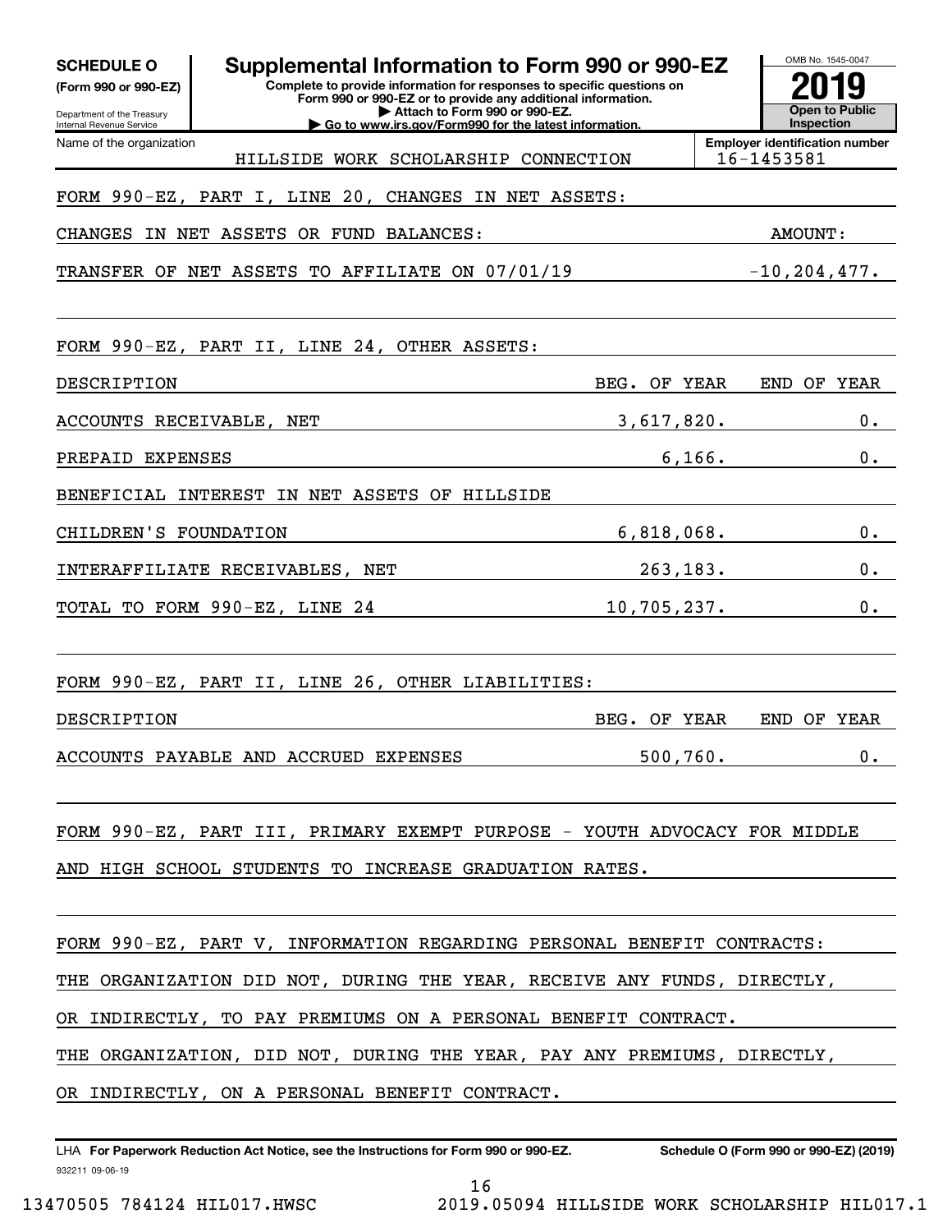**SCHEDULE O (Form 990 or 990-EZ)**

Department of the Treasury
Internal Revenue Service

# Supplemental Information to Form 990 or 990-EZ

**Complete to provide information for responses to specific questions on Form 990 or 990-EZ or to provide any additional information.**
**▶ Attach to Form 990 or 990-EZ.**
**▶ Go to www.irs.gov/Form990 for the latest information.**

OMB No. 1545-0047

**2019**

**Open to Public Inspection**

Name of the organization: HILLSIDE WORK SCHOLARSHIP CONNECTION

**Employer identification number:** 16-1453581

FORM 990-EZ, PART I, LINE 20, CHANGES IN NET ASSETS:

| CHANGES IN NET ASSETS OR FUND BALANCES: | AMOUNT: |
|---|---|
| TRANSFER OF NET ASSETS TO AFFILIATE ON 07/01/19 | -10,204,477. |

FORM 990-EZ, PART II, LINE 24, OTHER ASSETS:

| DESCRIPTION | BEG. OF YEAR | END OF YEAR |
|---|---|---|
| ACCOUNTS RECEIVABLE, NET | 3,617,820. | 0. |
| PREPAID EXPENSES | 6,166. | 0. |
| BENEFICIAL INTEREST IN NET ASSETS OF HILLSIDE CHILDREN'S FOUNDATION | 6,818,068. | 0. |
| INTERAFFILIATE RECEIVABLES, NET | 263,183. | 0. |
| TOTAL TO FORM 990-EZ, LINE 24 | 10,705,237. | 0. |

FORM 990-EZ, PART II, LINE 26, OTHER LIABILITIES:

| DESCRIPTION | BEG. OF YEAR | END OF YEAR |
|---|---|---|
| ACCOUNTS PAYABLE AND ACCRUED EXPENSES | 500,760. | 0. |

FORM 990-EZ, PART III, PRIMARY EXEMPT PURPOSE - YOUTH ADVOCACY FOR MIDDLE AND HIGH SCHOOL STUDENTS TO INCREASE GRADUATION RATES.

FORM 990-EZ, PART V, INFORMATION REGARDING PERSONAL BENEFIT CONTRACTS:

THE ORGANIZATION DID NOT, DURING THE YEAR, RECEIVE ANY FUNDS, DIRECTLY, OR INDIRECTLY, TO PAY PREMIUMS ON A PERSONAL BENEFIT CONTRACT.

THE ORGANIZATION, DID NOT, DURING THE YEAR, PAY ANY PREMIUMS, DIRECTLY, OR INDIRECTLY, ON A PERSONAL BENEFIT CONTRACT.

LHA **For Paperwork Reduction Act Notice, see the Instructions for Form 990 or 990-EZ.** **Schedule O (Form 990 or 990-EZ) (2019)**

932211 09-06-19

13470505 784124 HIL017.HWSC 2019.05094 HILLSIDE WORK SCHOLARSHIP HIL017.1